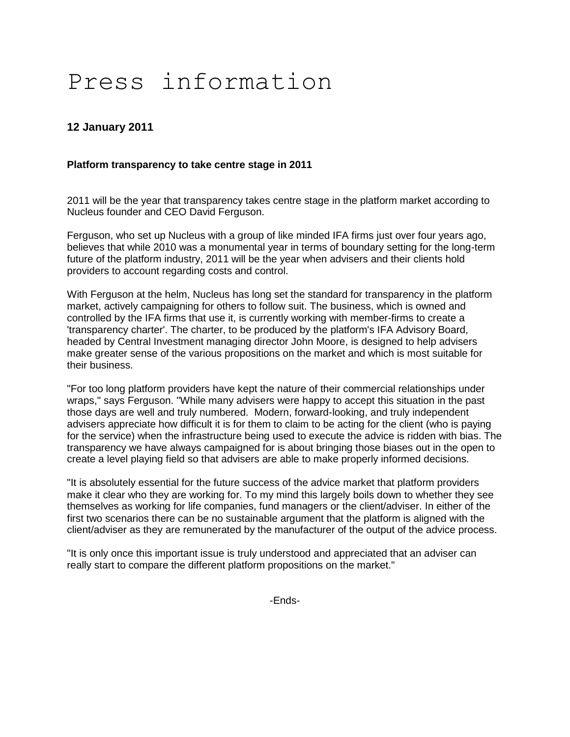# Press information

**12 January 2011**

**Platform transparency to take centre stage in 2011**

2011 will be the year that transparency takes centre stage in the platform market according to Nucleus founder and CEO David Ferguson.

Ferguson, who set up Nucleus with a group of like minded IFA firms just over four years ago, believes that while 2010 was a monumental year in terms of boundary setting for the long-term future of the platform industry, 2011 will be the year when advisers and their clients hold providers to account regarding costs and control.

With Ferguson at the helm, Nucleus has long set the standard for transparency in the platform market, actively campaigning for others to follow suit. The business, which is owned and controlled by the IFA firms that use it, is currently working with member-firms to create a 'transparency charter'. The charter, to be produced by the platform's IFA Advisory Board, headed by Central Investment managing director John Moore, is designed to help advisers make greater sense of the various propositions on the market and which is most suitable for their business.

"For too long platform providers have kept the nature of their commercial relationships under wraps," says Ferguson. "While many advisers were happy to accept this situation in the past those days are well and truly numbered. Modern, forward-looking, and truly independent advisers appreciate how difficult it is for them to claim to be acting for the client (who is paying for the service) when the infrastructure being used to execute the advice is ridden with bias. The transparency we have always campaigned for is about bringing those biases out in the open to create a level playing field so that advisers are able to make properly informed decisions.

"It is absolutely essential for the future success of the advice market that platform providers make it clear who they are working for. To my mind this largely boils down to whether they see themselves as working for life companies, fund managers or the client/adviser. In either of the first two scenarios there can be no sustainable argument that the platform is aligned with the client/adviser as they are remunerated by the manufacturer of the output of the advice process.

"It is only once this important issue is truly understood and appreciated that an adviser can really start to compare the different platform propositions on the market."

-Ends-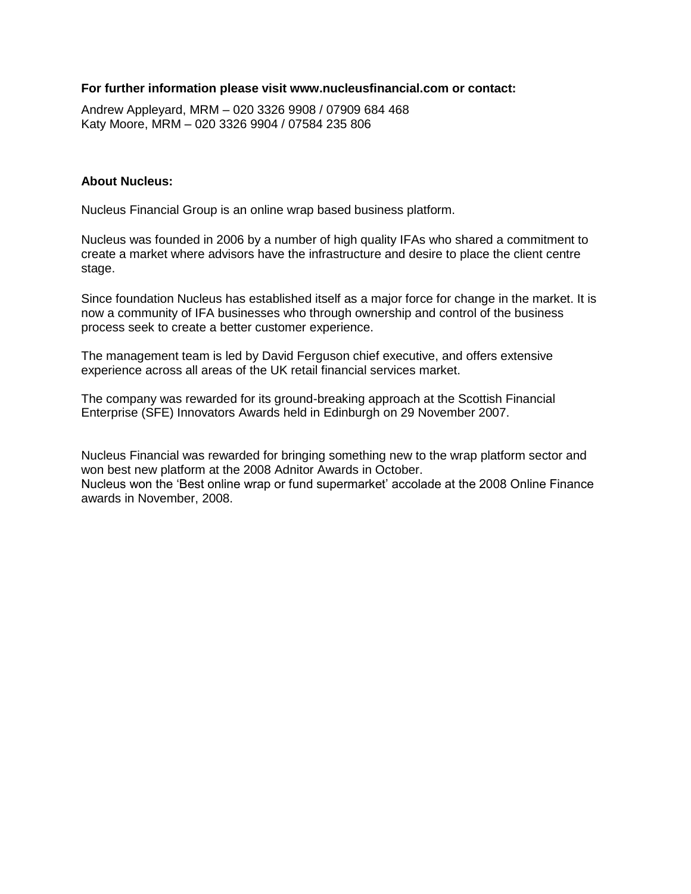**For further information please visit www.nucleusfinancial.com or contact:**

Andrew Appleyard, MRM – 020 3326 9908 / 07909 684 468
Katy Moore, MRM – 020 3326 9904 / 07584 235 806

**About Nucleus:**

Nucleus Financial Group is an online wrap based business platform.

Nucleus was founded in 2006 by a number of high quality IFAs who shared a commitment to create a market where advisors have the infrastructure and desire to place the client centre stage.

Since foundation Nucleus has established itself as a major force for change in the market. It is now a community of IFA businesses who through ownership and control of the business process seek to create a better customer experience.

The management team is led by David Ferguson chief executive, and offers extensive experience across all areas of the UK retail financial services market.

The company was rewarded for its ground-breaking approach at the Scottish Financial Enterprise (SFE) Innovators Awards held in Edinburgh on 29 November 2007.

Nucleus Financial was rewarded for bringing something new to the wrap platform sector and won best new platform at the 2008 Adnitor Awards in October.
Nucleus won the 'Best online wrap or fund supermarket' accolade at the 2008 Online Finance awards in November, 2008.